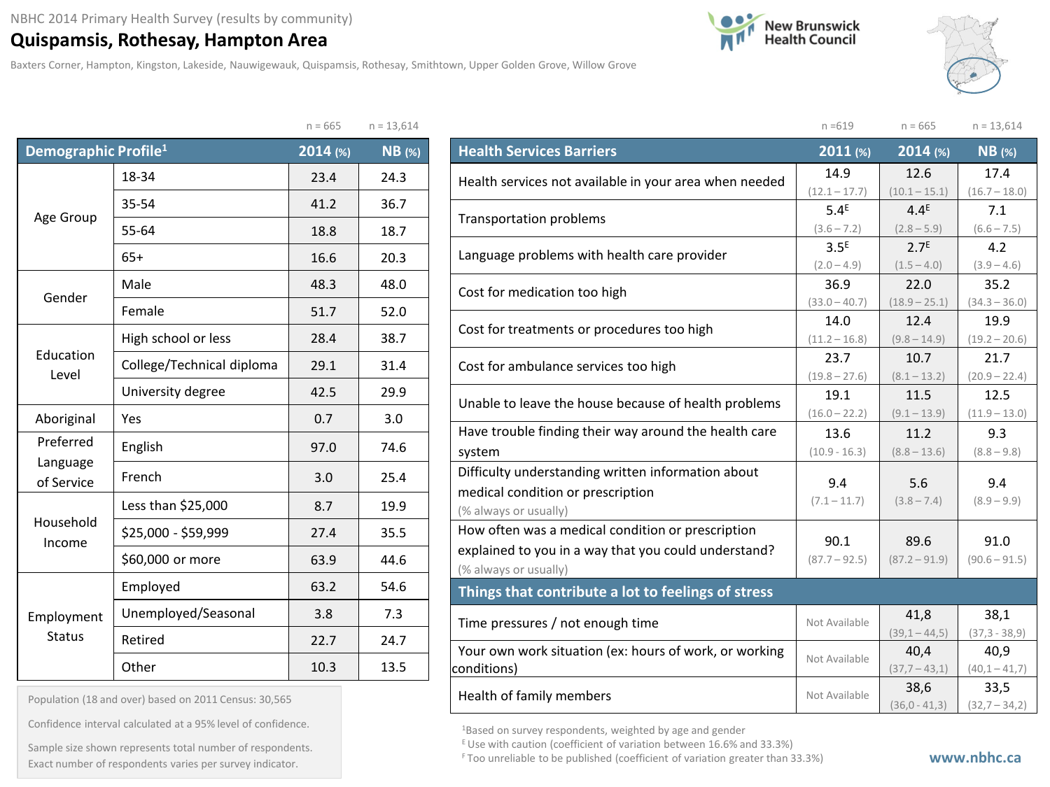NBHC 2014 Primary Health Survey (results by community)

# Quispamsis, Rothesay, Hampton Area

Baxters Corner, Hampton, Kingston, Lakeside, Nauwigewauk, Quispamsis, Rothesay, Smithtown, Upper Golden Grove, Willow Grove

New Brunswick Health Council

| Demographic Profile[1] | | 2014 (%) n = 665 | NB (%) n = 13,614 |
|---|---|---|---|
| Age Group | 18-34 | 23.4 | 24.3 |
| | 35-54 | 41.2 | 36.7 |
| | 55-64 | 18.8 | 18.7 |
| | 65+ | 16.6 | 20.3 |
| Gender | Male | 48.3 | 48.0 |
| | Female | 51.7 | 52.0 |
| Education Level | High school or less | 28.4 | 38.7 |
| | College/Technical diploma | 29.1 | 31.4 |
| | University degree | 42.5 | 29.9 |
| Aboriginal | Yes | 0.7 | 3.0 |
| Preferred Language of Service | English | 97.0 | 74.6 |
| | French | 3.0 | 25.4 |
| Household Income | Less than $25,000 | 8.7 | 19.9 |
| | $25,000 - $59,999 | 27.4 | 35.5 |
| | $60,000 or more | 63.9 | 44.6 |
| Employment Status | Employed | 63.2 | 54.6 |
| | Unemployed/Seasonal | 3.8 | 7.3 |
| | Retired | 22.7 | 24.7 |
| | Other | 10.3 | 13.5 |

Population (18 and over) based on 2011 Census: 30,565

Confidence interval calculated at a 95% level of confidence.

Sample size shown represents total number of respondents. Exact number of respondents varies per survey indicator.

| Health Services Barriers | 2011 (%) n =619 | 2014 (%) n = 665 | NB (%) n = 13,614 |
|---|---|---|---|
| Health services not available in your area when needed | 14.9 (12.1 – 17.7) | 12.6 (10.1 – 15.1) | 17.4 (16.7 – 18.0) |
| Transportation problems | 5.4[E] (3.6 – 7.2) | 4.4[E] (2.8 – 5.9) | 7.1 (6.6 – 7.5) |
| Language problems with health care provider | 3.5[E] (2.0 – 4.9) | 2.7[E] (1.5 – 4.0) | 4.2 (3.9 – 4.6) |
| Cost for medication too high | 36.9 (33.0 – 40.7) | 22.0 (18.9 – 25.1) | 35.2 (34.3 – 36.0) |
| Cost for treatments or procedures too high | 14.0 (11.2 – 16.8) | 12.4 (9.8 – 14.9) | 19.9 (19.2 – 20.6) |
| Cost for ambulance services too high | 23.7 (19.8 – 27.6) | 10.7 (8.1 – 13.2) | 21.7 (20.9 – 22.4) |
| Unable to leave the house because of health problems | 19.1 (16.0 – 22.2) | 11.5 (9.1 – 13.9) | 12.5 (11.9 – 13.0) |
| Have trouble finding their way around the health care system | 13.6 (10.9 - 16.3) | 11.2 (8.8 – 13.6) | 9.3 (8.8 – 9.8) |
| Difficulty understanding written information about medical condition or prescription (% always or usually) | 9.4 (7.1 – 11.7) | 5.6 (3.8 – 7.4) | 9.4 (8.9 – 9.9) |
| How often was a medical condition or prescription explained to you in a way that you could understand? (% always or usually) | 90.1 (87.7 – 92.5) | 89.6 (87.2 – 91.9) | 91.0 (90.6 – 91.5) |
| **Things that contribute a lot to feelings of stress** | | | |
| Time pressures / not enough time | Not Available | 41,8 (39,1 – 44,5) | 38,1 (37,3 - 38,9) |
| Your own work situation (ex: hours of work, or working conditions) | Not Available | 40,4 (37,7 – 43,1) | 40,9 (40,1 – 41,7) |
| Health of family members | Not Available | 38,6 (36,0 - 41,3) | 33,5 (32,7 – 34,2) |

[1]Based on survey respondents, weighted by age and gender

[E] Use with caution (coefficient of variation between 16.6% and 33.3%)

[F] Too unreliable to be published (coefficient of variation greater than 33.3%)

www.nbhc.ca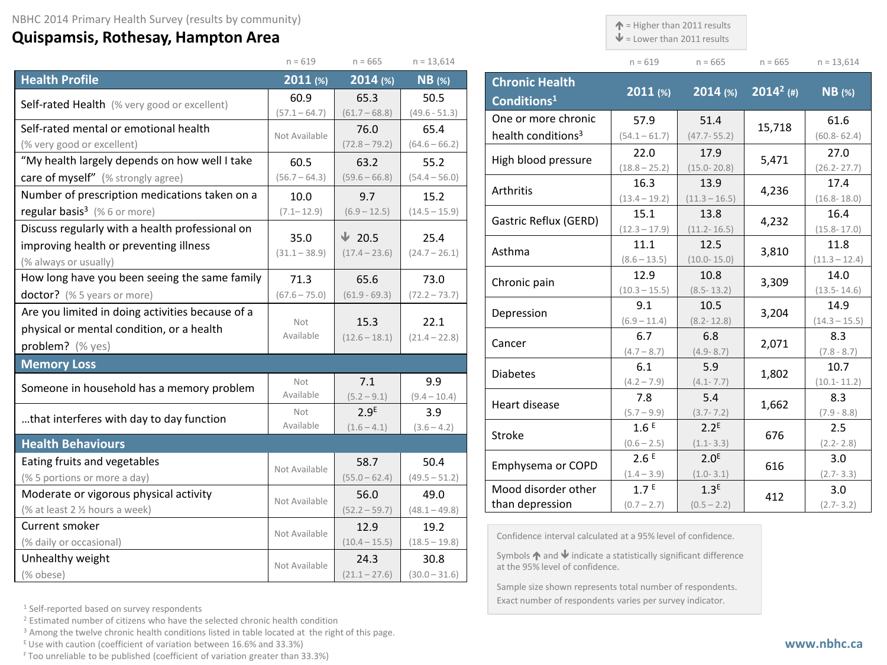NBHC 2014 Primary Health Survey (results by community)

# Quispamsis, Rothesay, Hampton Area

↑ = Higher than 2011 results
↓ = Lower than 2011 results

| Health Profile | 2011 (%) n = 619 | 2014 (%) n = 665 | NB (%) n = 13,614 |
|---|---|---|---|
| Self-rated Health (% very good or excellent) | 60.9 (57.1 – 64.7) | 65.3 (61.7 – 68.8) | 50.5 (49.6 - 51.3) |
| Self-rated mental or emotional health (% very good or excellent) | Not Available | 76.0 (72.8 – 79.2) | 65.4 (64.6 – 66.2) |
| "My health largely depends on how well I take care of myself" (% strongly agree) | 60.5 (56.7 – 64.3) | 63.2 (59.6 – 66.8) | 55.2 (54.4 – 56.0) |
| Number of prescription medications taken on a regular basis[3] (% 6 or more) | 10.0 (7.1– 12.9) | 9.7 (6.9 – 12.5) | 15.2 (14.5 – 15.9) |
| Discuss regularly with a health professional on improving health or preventing illness (% always or usually) | 35.0 (31.1 – 38.9) | ↓ 20.5 (17.4 – 23.6) | 25.4 (24.7 – 26.1) |
| How long have you been seeing the same family doctor? (% 5 years or more) | 71.3 (67.6 – 75.0) | 65.6 (61.9 - 69.3) | 73.0 (72.2 – 73.7) |
| Are you limited in doing activities because of a physical or mental condition, or a health problem? (% yes) | Not Available | 15.3 (12.6 – 18.1) | 22.1 (21.4 – 22.8) |
| **Memory Loss** | | | |
| Someone in household has a memory problem | Not Available | 7.1 (5.2 – 9.1) | 9.9 (9.4 – 10.4) |
| …that interferes with day to day function | Not Available | 2.9[E] (1.6 – 4.1) | 3.9 (3.6 – 4.2) |
| **Health Behaviours** | | | |
| Eating fruits and vegetables (% 5 portions or more a day) | Not Available | 58.7 (55.0 – 62.4) | 50.4 (49.5 – 51.2) |
| Moderate or vigorous physical activity (% at least 2 ½ hours a week) | Not Available | 56.0 (52.2 – 59.7) | 49.0 (48.1 – 49.8) |
| Current smoker (% daily or occasional) | Not Available | 12.9 (10.4 – 15.5) | 19.2 (18.5 – 19.8) |
| Unhealthy weight (% obese) | Not Available | 24.3 (21.1 – 27.6) | 30.8 (30.0 – 31.6) |

| Chronic Health Conditions[1] | 2011 (%) n = 619 | 2014 (%) n = 665 | 2014[2] (#) n = 665 | NB (%) n = 13,614 |
|---|---|---|---|---|
| One or more chronic health conditions[3] | 57.9 (54.1 – 61.7) | 51.4 (47.7- 55.2) | 15,718 | 61.6 (60.8- 62.4) |
| High blood pressure | 22.0 (18.8 – 25.2) | 17.9 (15.0- 20.8) | 5,471 | 27.0 (26.2- 27.7) |
| Arthritis | 16.3 (13.4 – 19.2) | 13.9 (11.3 – 16.5) | 4,236 | 17.4 (16.8- 18.0) |
| Gastric Reflux (GERD) | 15.1 (12.3 – 17.9) | 13.8 (11.2- 16.5) | 4,232 | 16.4 (15.8- 17.0) |
| Asthma | 11.1 (8.6 – 13.5) | 12.5 (10.0- 15.0) | 3,810 | 11.8 (11.3 – 12.4) |
| Chronic pain | 12.9 (10.3 – 15.5) | 10.8 (8.5- 13.2) | 3,309 | 14.0 (13.5- 14.6) |
| Depression | 9.1 (6.9 – 11.4) | 10.5 (8.2- 12.8) | 3,204 | 14.9 (14.3 – 15.5) |
| Cancer | 6.7 (4.7 – 8.7) | 6.8 (4.9- 8.7) | 2,071 | 8.3 (7.8 - 8.7) |
| Diabetes | 6.1 (4.2 – 7.9) | 5.9 (4.1- 7.7) | 1,802 | 10.7 (10.1- 11.2) |
| Heart disease | 7.8 (5.7 – 9.9) | 5.4 (3.7- 7.2) | 1,662 | 8.3 (7.9 - 8.8) |
| Stroke | 1.6[E] (0.6 – 2.5) | 2.2[E] (1.1- 3.3) | 676 | 2.5 (2.2- 2.8) |
| Emphysema or COPD | 2.6[E] (1.4 – 3.9) | 2.0[E] (1.0- 3.1) | 616 | 3.0 (2.7- 3.3) |
| Mood disorder other than depression | 1.7[E] (0.7 – 2.7) | 1.3[E] (0.5 – 2.2) | 412 | 3.0 (2.7- 3.2) |

Confidence interval calculated at a 95% level of confidence.

Symbols ↑ and ↓ indicate a statistically significant difference at the 95% level of confidence.

Sample size shown represents total number of respondents. Exact number of respondents varies per survey indicator.

[1] Self-reported based on survey respondents
[2] Estimated number of citizens who have the selected chronic health condition
[3] Among the twelve chronic health conditions listed in table located at the right of this page.
[E] Use with caution (coefficient of variation between 16.6% and 33.3%)
[F] Too unreliable to be published (coefficient of variation greater than 33.3%)

www.nbhc.ca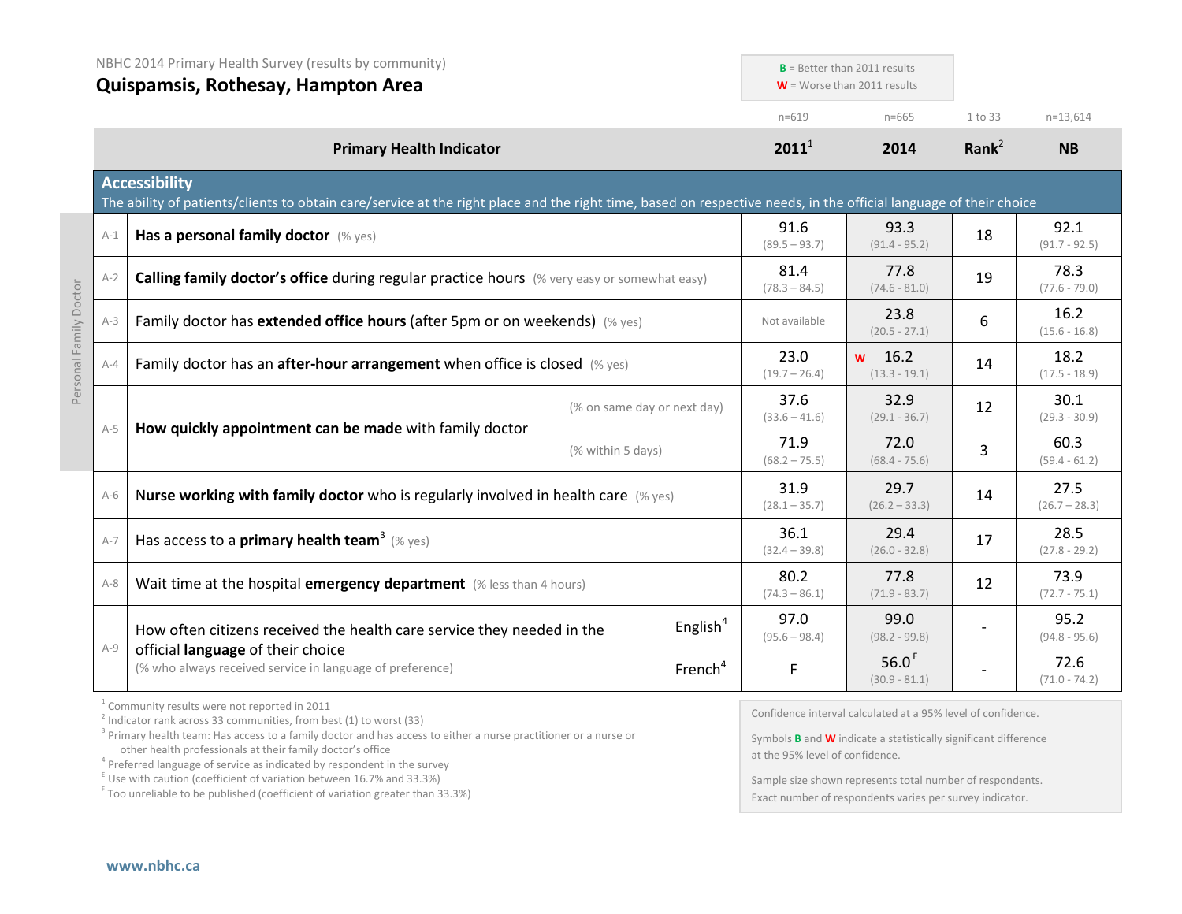NBHC 2014 Primary Health Survey (results by community)

# Quispamsis, Rothesay, Hampton Area

**B** = Better than 2011 results
**W** = Worse than 2011 results

| | Primary Health Indicator | | 2011[1] (n=619) | 2014 (n=665) | Rank[2] (1 to 33) | NB (n=13,614) |
|---|---|---|---|---|---|---|
| **Accessibility** — The ability of patients/clients to obtain care/service at the right place and the right time, based on respective needs, in the official language of their choice | | | | | | |
| A-1 | **Has a personal family doctor** (% yes) | | 91.6 (89.5 – 93.7) | 93.3 (91.4 - 95.2) | 18 | 92.1 (91.7 - 92.5) |
| A-2 | **Calling family doctor's office** during regular practice hours (% very easy or somewhat easy) | | 81.4 (78.3 – 84.5) | 77.8 (74.6 - 81.0) | 19 | 78.3 (77.6 - 79.0) |
| A-3 | Family doctor has **extended office hours** (after 5pm or on weekends) (% yes) | | Not available | 23.8 (20.5 - 27.1) | 6 | 16.2 (15.6 - 16.8) |
| A-4 | Family doctor has an **after-hour arrangement** when office is closed (% yes) | | 23.0 (19.7 – 26.4) | W 16.2 (13.3 - 19.1) | 14 | 18.2 (17.5 - 18.9) |
| A-5 | **How quickly appointment can be made** with family doctor | (% on same day or next day) | 37.6 (33.6 – 41.6) | 32.9 (29.1 - 36.7) | 12 | 30.1 (29.3 - 30.9) |
| | | (% within 5 days) | 71.9 (68.2 – 75.5) | 72.0 (68.4 - 75.6) | 3 | 60.3 (59.4 - 61.2) |
| A-6 | **Nurse working with family doctor** who is regularly involved in health care (% yes) | | 31.9 (28.1 – 35.7) | 29.7 (26.2 – 33.3) | 14 | 27.5 (26.7 – 28.3) |
| A-7 | Has access to a **primary health team**[3] (% yes) | | 36.1 (32.4 – 39.8) | 29.4 (26.0 - 32.8) | 17 | 28.5 (27.8 - 29.2) |
| A-8 | Wait time at the hospital **emergency department** (% less than 4 hours) | | 80.2 (74.3 – 86.1) | 77.8 (71.9 - 83.7) | 12 | 73.9 (72.7 - 75.1) |
| A-9 | How often citizens received the health care service they needed in the official **language** of their choice (% who always received service in language of preference) | English[4] | 97.0 (95.6 – 98.4) | 99.0 (98.2 - 99.8) | - | 95.2 (94.8 - 95.6) |
| | | French[4] | F | 56.0[E] (30.9 - 81.1) | - | 72.6 (71.0 - 74.2) |

Indicators A-1 to A-5: Personal Family Doctor

[1] Community results were not reported in 2011
[2] Indicator rank across 33 communities, from best (1) to worst (33)
[3] Primary health team: Has access to a family doctor and has access to either a nurse practitioner or a nurse or other health professionals at their family doctor's office
[4] Preferred language of service as indicated by respondent in the survey
[E] Use with caution (coefficient of variation between 16.7% and 33.3%)
[F] Too unreliable to be published (coefficient of variation greater than 33.3%)

Confidence interval calculated at a 95% level of confidence.

Symbols **B** and **W** indicate a statistically significant difference at the 95% level of confidence.

Sample size shown represents total number of respondents. Exact number of respondents varies per survey indicator.

www.nbhc.ca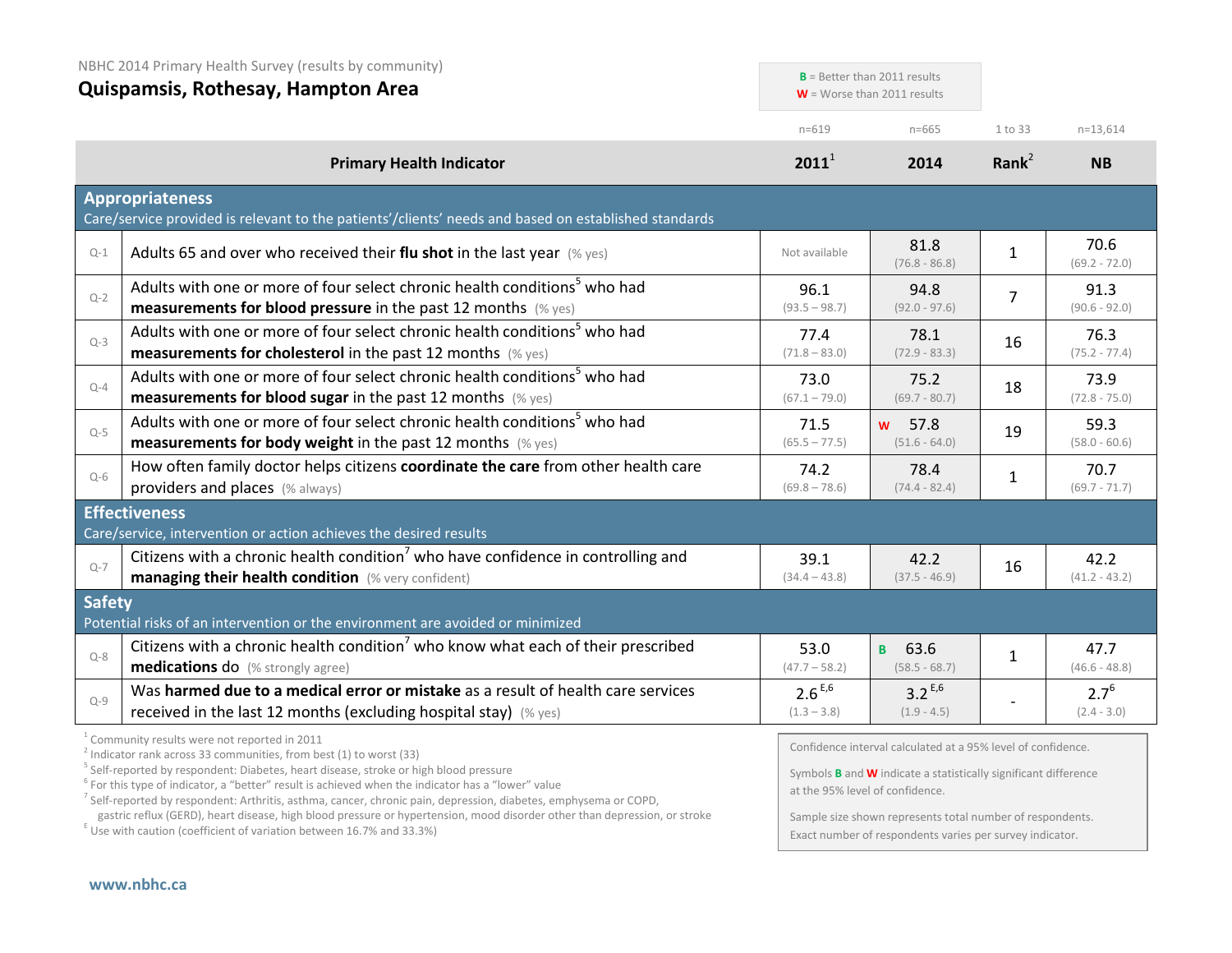NBHC 2014 Primary Health Survey (results by community)

# Quispamsis, Rothesay, Hampton Area

**B** = Better than 2011 results
**W** = Worse than 2011 results

| | Primary Health Indicator | 2011[1] (n=619) | 2014 (n=665) | Rank[2] (1 to 33) | NB (n=13,614) |
|---|---|---|---|---|---|
| | **Appropriateness** Care/service provided is relevant to the patients'/clients' needs and based on established standards | | | | |
| Q-1 | Adults 65 and over who received their **flu shot** in the last year (% yes) | Not available | 81.8 (76.8 - 86.8) | 1 | 70.6 (69.2 - 72.0) |
| Q-2 | Adults with one or more of four select chronic health conditions[5] who had **measurements for blood pressure** in the past 12 months (% yes) | 96.1 (93.5 – 98.7) | 94.8 (92.0 - 97.6) | 7 | 91.3 (90.6 - 92.0) |
| Q-3 | Adults with one or more of four select chronic health conditions[5] who had **measurements for cholesterol** in the past 12 months (% yes) | 77.4 (71.8 – 83.0) | 78.1 (72.9 - 83.3) | 16 | 76.3 (75.2 - 77.4) |
| Q-4 | Adults with one or more of four select chronic health conditions[5] who had **measurements for blood sugar** in the past 12 months (% yes) | 73.0 (67.1 – 79.0) | 75.2 (69.7 - 80.7) | 18 | 73.9 (72.8 - 75.0) |
| Q-5 | Adults with one or more of four select chronic health conditions[5] who had **measurements for body weight** in the past 12 months (% yes) | 71.5 (65.5 – 77.5) | W 57.8 (51.6 - 64.0) | 19 | 59.3 (58.0 - 60.6) |
| Q-6 | How often family doctor helps citizens **coordinate the care** from other health care providers and places (% always) | 74.2 (69.8 – 78.6) | 78.4 (74.4 - 82.4) | 1 | 70.7 (69.7 - 71.7) |
| | **Effectiveness** Care/service, intervention or action achieves the desired results | | | | |
| Q-7 | Citizens with a chronic health condition[7] who have confidence in controlling and **managing their health condition** (% very confident) | 39.1 (34.4 – 43.8) | 42.2 (37.5 - 46.9) | 16 | 42.2 (41.2 - 43.2) |
| | **Safety** Potential risks of an intervention or the environment are avoided or minimized | | | | |
| Q-8 | Citizens with a chronic health condition[7] who know what each of their prescribed **medications** do (% strongly agree) | 53.0 (47.7 – 58.2) | B 63.6 (58.5 - 68.7) | 1 | 47.7 (46.6 - 48.8) |
| Q-9 | Was **harmed due to a medical error or mistake** as a result of health care services received in the last 12 months (excluding hospital stay) (% yes) | 2.6[E,6] (1.3 – 3.8) | 3.2[E,6] (1.9 - 4.5) | - | 2.7[6] (2.4 - 3.0) |

[1] Community results were not reported in 2011
[2] Indicator rank across 33 communities, from best (1) to worst (33)
[5] Self-reported by respondent: Diabetes, heart disease, stroke or high blood pressure
[6] For this type of indicator, a "better" result is achieved when the indicator has a "lower" value
[7] Self-reported by respondent: Arthritis, asthma, cancer, chronic pain, depression, diabetes, emphysema or COPD, gastric reflux (GERD), heart disease, high blood pressure or hypertension, mood disorder other than depression, or stroke
[E] Use with caution (coefficient of variation between 16.7% and 33.3%)

Confidence interval calculated at a 95% level of confidence.

Symbols **B** and **W** indicate a statistically significant difference at the 95% level of confidence.

Sample size shown represents total number of respondents. Exact number of respondents varies per survey indicator.

www.nbhc.ca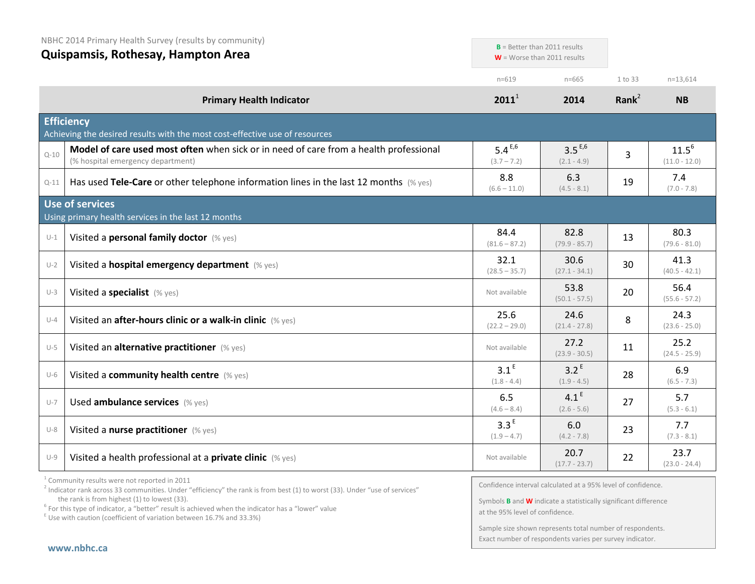NBHC 2014 Primary Health Survey (results by community)

# Quispamsis, Rothesay, Hampton Area

**B** = Better than 2011 results
**W** = Worse than 2011 results

| | Primary Health Indicator | 2011[1] (n=619) | 2014 (n=665) | Rank[2] (1 to 33) | NB (n=13,614) |
|---|---|---|---|---|---|
| **Efficiency** | Achieving the desired results with the most cost-effective use of resources | | | | |
| Q-10 | **Model of care used most often** when sick or in need of care from a health professional (% hospital emergency department) | 5.4 [E,6] (3.7 – 7.2) | 3.5 [E,6] (2.1 - 4.9) | 3 | 11.5 [6] (11.0 - 12.0) |
| Q-11 | Has used **Tele-Care** or other telephone information lines in the last 12 months (% yes) | 8.8 (6.6 – 11.0) | 6.3 (4.5 - 8.1) | 19 | 7.4 (7.0 - 7.8) |
| **Use of services** | Using primary health services in the last 12 months | | | | |
| U-1 | Visited a **personal family doctor** (% yes) | 84.4 (81.6 – 87.2) | 82.8 (79.9 - 85.7) | 13 | 80.3 (79.6 - 81.0) |
| U-2 | Visited a **hospital emergency department** (% yes) | 32.1 (28.5 – 35.7) | 30.6 (27.1 - 34.1) | 30 | 41.3 (40.5 - 42.1) |
| U-3 | Visited a **specialist** (% yes) | Not available | 53.8 (50.1 - 57.5) | 20 | 56.4 (55.6 - 57.2) |
| U-4 | Visited an **after-hours clinic or a walk-in clinic** (% yes) | 25.6 (22.2 – 29.0) | 24.6 (21.4 - 27.8) | 8 | 24.3 (23.6 - 25.0) |
| U-5 | Visited an **alternative practitioner** (% yes) | Not available | 27.2 (23.9 - 30.5) | 11 | 25.2 (24.5 - 25.9) |
| U-6 | Visited a **community health centre** (% yes) | 3.1 [E] (1.8 - 4.4) | 3.2 [E] (1.9 - 4.5) | 28 | 6.9 (6.5 - 7.3) |
| U-7 | Used **ambulance services** (% yes) | 6.5 (4.6 – 8.4) | 4.1 [E] (2.6 - 5.6) | 27 | 5.7 (5.3 - 6.1) |
| U-8 | Visited a **nurse practitioner** (% yes) | 3.3 [E] (1.9 – 4.7) | 6.0 (4.2 - 7.8) | 23 | 7.7 (7.3 - 8.1) |
| U-9 | Visited a health professional at a **private clinic** (% yes) | Not available | 20.7 (17.7 - 23.7) | 22 | 23.7 (23.0 - 24.4) |

[1] Community results were not reported in 2011
[2] Indicator rank across 33 communities. Under "efficiency" the rank is from best (1) to worst (33). Under "use of services" the rank is from highest (1) to lowest (33).
[6] For this type of indicator, a "better" result is achieved when the indicator has a "lower" value
[E] Use with caution (coefficient of variation between 16.7% and 33.3%)

Confidence interval calculated at a 95% level of confidence.

Symbols **B** and **W** indicate a statistically significant difference at the 95% level of confidence.

Sample size shown represents total number of respondents. Exact number of respondents varies per survey indicator.

www.nbhc.ca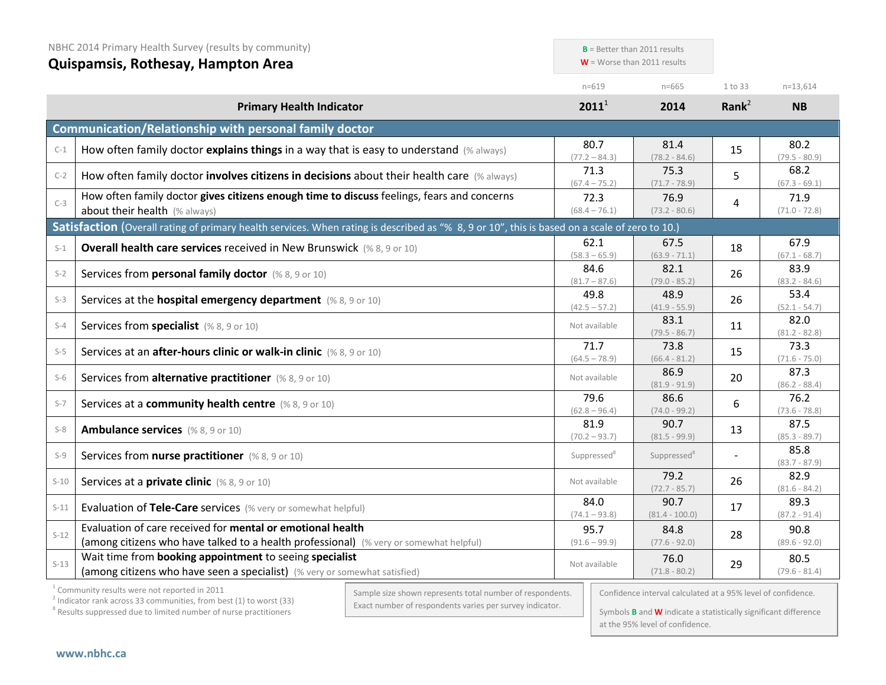NBHC 2014 Primary Health Survey (results by community)

# Quispamsis, Rothesay, Hampton Area

**B** = Better than 2011 results
**W** = Worse than 2011 results

| | Primary Health Indicator | 2011[1] (n=619) | 2014 (n=665) | Rank[2] (1 to 33) | NB (n=13,614) |
|---|---|---|---|---|---|
| **Communication/Relationship with personal family doctor** | | | | | |
| C-1 | How often family doctor **explains things** in a way that is easy to understand (% always) | 80.7 (77.2 – 84.3) | 81.4 (78.2 - 84.6) | 15 | 80.2 (79.5 - 80.9) |
| C-2 | How often family doctor **involves citizens in decisions** about their health care (% always) | 71.3 (67.4 – 75.2) | 75.3 (71.7 - 78.9) | 5 | 68.2 (67.3 - 69.1) |
| C-3 | How often family doctor **gives citizens enough time to discuss** feelings, fears and concerns about their health (% always) | 72.3 (68.4 – 76.1) | 76.9 (73.2 - 80.6) | 4 | 71.9 (71.0 - 72.8) |
| **Satisfaction** (Overall rating of primary health services. When rating is described as "% 8, 9 or 10", this is based on a scale of zero to 10.) | | | | | |
| S-1 | **Overall health care services** received in New Brunswick (% 8, 9 or 10) | 62.1 (58.3 – 65.9) | 67.5 (63.9 - 71.1) | 18 | 67.9 (67.1 - 68.7) |
| S-2 | Services from **personal family doctor** (% 8, 9 or 10) | 84.6 (81.7 – 87.6) | 82.1 (79.0 - 85.2) | 26 | 83.9 (83.2 - 84.6) |
| S-3 | Services at the **hospital emergency department** (% 8, 9 or 10) | 49.8 (42.5 – 57.2) | 48.9 (41.9 - 55.9) | 26 | 53.4 (52.1 - 54.7) |
| S-4 | Services from **specialist** (% 8, 9 or 10) | Not available | 83.1 (79.5 - 86.7) | 11 | 82.0 (81.2 - 82.8) |
| S-5 | Services at an **after-hours clinic or walk-in clinic** (% 8, 9 or 10) | 71.7 (64.5 – 78.9) | 73.8 (66.4 - 81.2) | 15 | 73.3 (71.6 - 75.0) |
| S-6 | Services from **alternative practitioner** (% 8, 9 or 10) | Not available | 86.9 (81.9 - 91.9) | 20 | 87.3 (86.2 - 88.4) |
| S-7 | Services at a **community health centre** (% 8, 9 or 10) | 79.6 (62.8 – 96.4) | 86.6 (74.0 - 99.2) | 6 | 76.2 (73.6 - 78.8) |
| S-8 | **Ambulance services** (% 8, 9 or 10) | 81.9 (70.2 – 93.7) | 90.7 (81.5 - 99.9) | 13 | 87.5 (85.3 - 89.7) |
| S-9 | Services from **nurse practitioner** (% 8, 9 or 10) | Suppressed[8] | Suppressed[8] | - | 85.8 (83.7 - 87.9) |
| S-10 | Services at a **private clinic** (% 8, 9 or 10) | Not available | 79.2 (72.7 - 85.7) | 26 | 82.9 (81.6 - 84.2) |
| S-11 | Evaluation of **Tele-Care** services (% very or somewhat helpful) | 84.0 (74.1 – 93.8) | 90.7 (81.4 - 100.0) | 17 | 89.3 (87.2 - 91.4) |
| S-12 | Evaluation of care received for **mental or emotional health** (among citizens who have talked to a health professional) (% very or somewhat helpful) | 95.7 (91.6 – 99.9) | 84.8 (77.6 - 92.0) | 28 | 90.8 (89.6 - 92.0) |
| S-13 | Wait time from **booking appointment** to seeing **specialist** (among citizens who have seen a specialist) (% very or somewhat satisfied) | Not available | 76.0 (71.8 - 80.2) | 29 | 80.5 (79.6 - 81.4) |

[1] Community results were not reported in 2011
[2] Indicator rank across 33 communities, from best (1) to worst (33)
[8] Results suppressed due to limited number of nurse practitioners

Sample size shown represents total number of respondents. Exact number of respondents varies per survey indicator.

Confidence interval calculated at a 95% level of confidence.

Symbols **B** and **W** indicate a statistically significant difference at the 95% level of confidence.

www.nbhc.ca